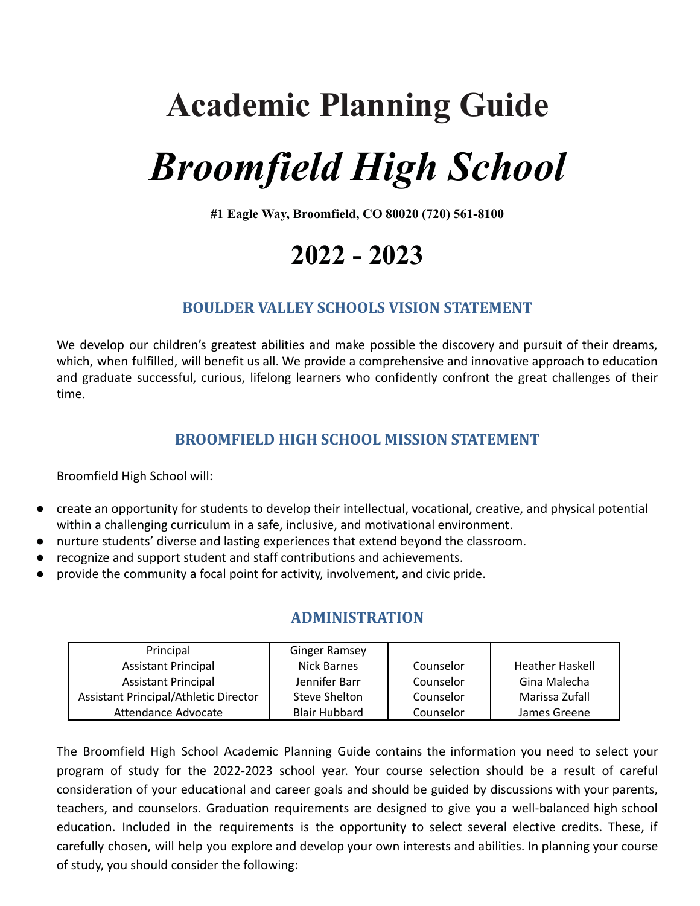# Academic Planning Guide

# *Broomfield High School*

**#1 Eagle Way, Broomfield, CO 80020 (720) 561-8100**

# 2022 - 2023

## BOULDER VALLEY SCHOOLS VISION STATEMENT

We develop our children's greatest abilities and make possible the discovery and pursuit of their dreams, which, when fulfilled, will benefit us all. We provide a comprehensive and innovative approach to education and graduate successful, curious, lifelong learners who confidently confront the great challenges of their time.

## BROOMFIELD HIGH SCHOOL MISSION STATEMENT

Broomfield High School will:

- create an opportunity for students to develop their intellectual, vocational, creative, and physical potential within a challenging curriculum in a safe, inclusive, and motivational environment.
- nurture students' diverse and lasting experiences that extend beyond the classroom.
- recognize and support student and staff contributions and achievements.
- provide the community a focal point for activity, involvement, and civic pride.

## ADMINISTRATION

| | | | |
|---|---|---|---|
| Principal | Ginger Ramsey | | |
| Assistant Principal | Nick Barnes | Counselor | Heather Haskell |
| Assistant Principal | Jennifer Barr | Counselor | Gina Malecha |
| Assistant Principal/Athletic Director | Steve Shelton | Counselor | Marissa Zufall |
| Attendance Advocate | Blair Hubbard | Counselor | James Greene |

The Broomfield High School Academic Planning Guide contains the information you need to select your program of study for the 2022-2023 school year. Your course selection should be a result of careful consideration of your educational and career goals and should be guided by discussions with your parents, teachers, and counselors. Graduation requirements are designed to give you a well-balanced high school education. Included in the requirements is the opportunity to select several elective credits. These, if carefully chosen, will help you explore and develop your own interests and abilities. In planning your course of study, you should consider the following: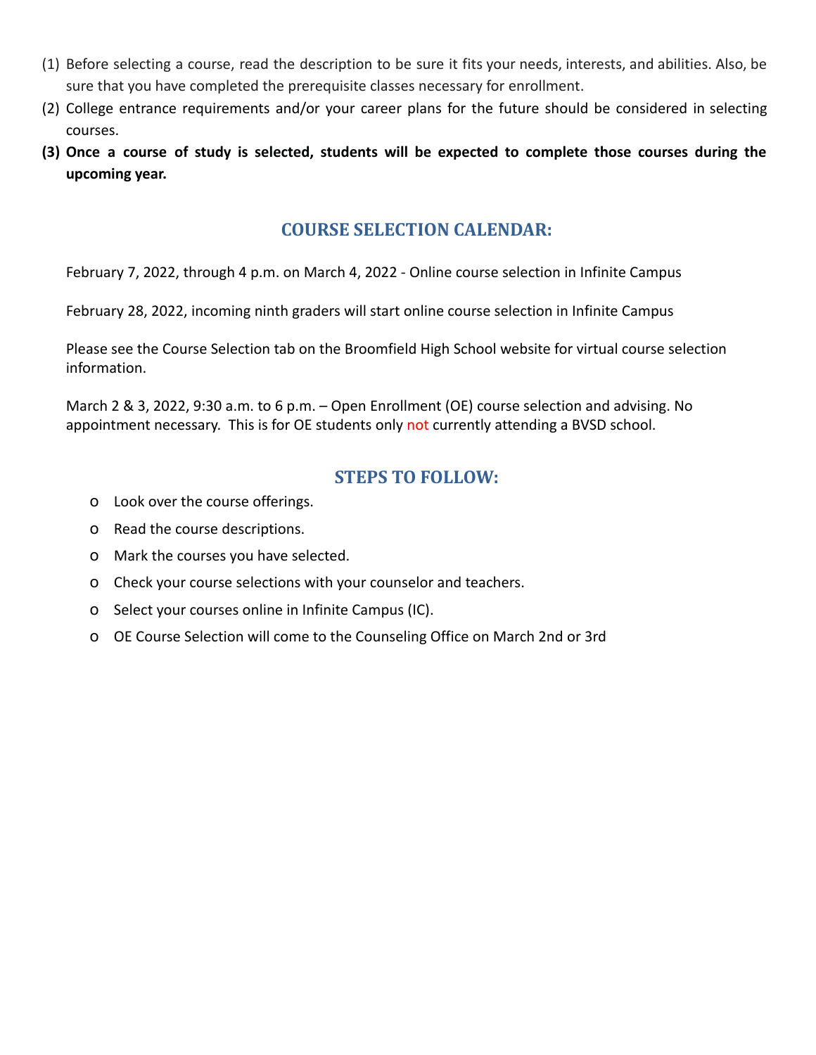(1) Before selecting a course, read the description to be sure it fits your needs, interests, and abilities. Also, be sure that you have completed the prerequisite classes necessary for enrollment.

(2) College entrance requirements and/or your career plans for the future should be considered in selecting courses.

**(3) Once a course of study is selected, students will be expected to complete those courses during the upcoming year.**

## COURSE SELECTION CALENDAR:

February 7, 2022, through 4 p.m. on March 4, 2022 - Online course selection in Infinite Campus

February 28, 2022, incoming ninth graders will start online course selection in Infinite Campus

Please see the Course Selection tab on the Broomfield High School website for virtual course selection information.

March 2 & 3, 2022, 9:30 a.m. to 6 p.m. – Open Enrollment (OE) course selection and advising. No appointment necessary. This is for OE students only not currently attending a BVSD school.

## STEPS TO FOLLOW:

- Look over the course offerings.
- Read the course descriptions.
- Mark the courses you have selected.
- Check your course selections with your counselor and teachers.
- Select your courses online in Infinite Campus (IC).
- OE Course Selection will come to the Counseling Office on March 2nd or 3rd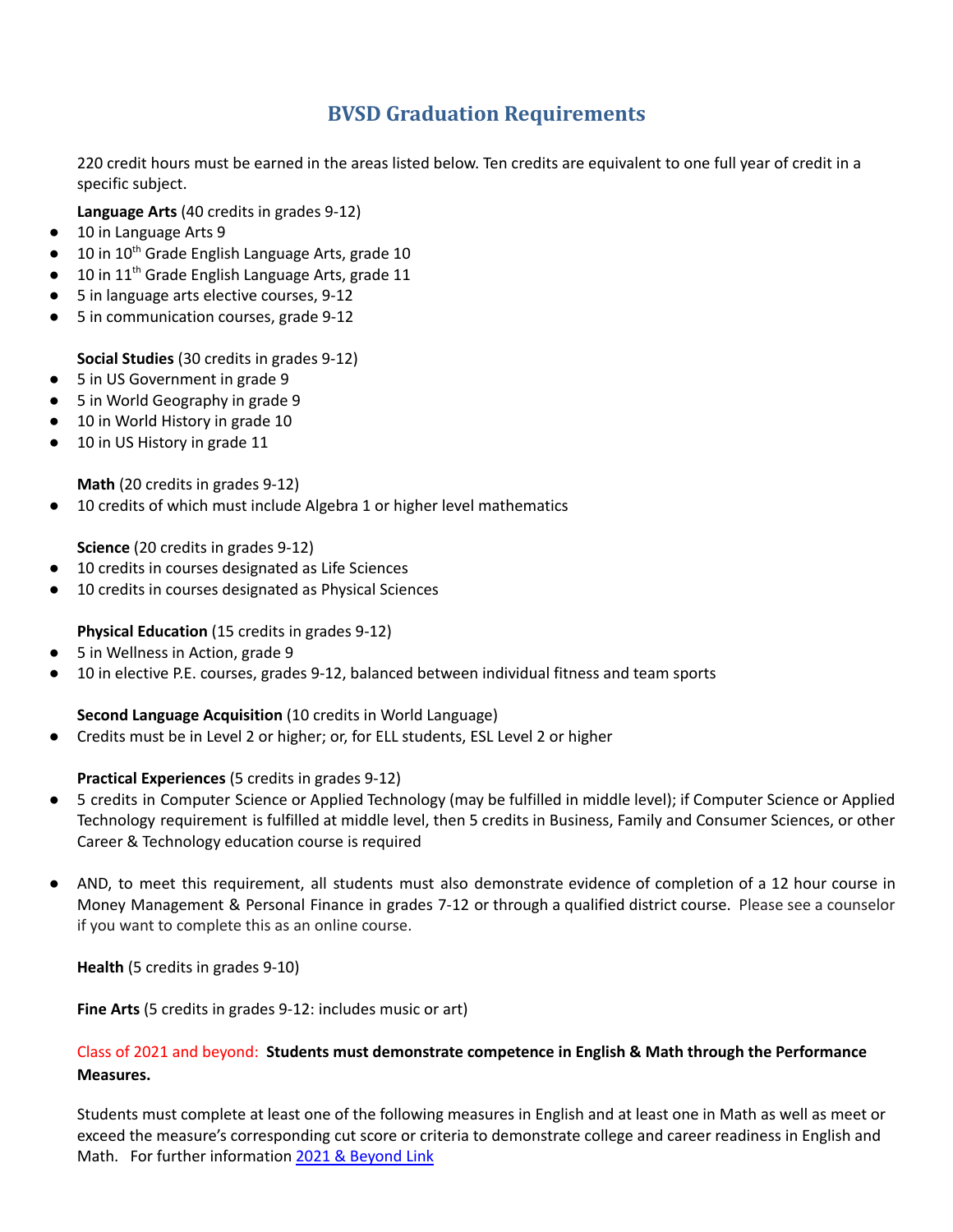# BVSD Graduation Requirements

220 credit hours must be earned in the areas listed below. Ten credits are equivalent to one full year of credit in a specific subject.

**Language Arts** (40 credits in grades 9-12)

- 10 in Language Arts 9
- 10 in 10th Grade English Language Arts, grade 10
- 10 in 11th Grade English Language Arts, grade 11
- 5 in language arts elective courses, 9-12
- 5 in communication courses, grade 9-12

**Social Studies** (30 credits in grades 9-12)

- 5 in US Government in grade 9
- 5 in World Geography in grade 9
- 10 in World History in grade 10
- 10 in US History in grade 11

**Math** (20 credits in grades 9-12)

- 10 credits of which must include Algebra 1 or higher level mathematics

**Science** (20 credits in grades 9-12)

- 10 credits in courses designated as Life Sciences
- 10 credits in courses designated as Physical Sciences

**Physical Education** (15 credits in grades 9-12)

- 5 in Wellness in Action, grade 9
- 10 in elective P.E. courses, grades 9-12, balanced between individual fitness and team sports

**Second Language Acquisition** (10 credits in World Language)

- Credits must be in Level 2 or higher; or, for ELL students, ESL Level 2 or higher

**Practical Experiences** (5 credits in grades 9-12)

- 5 credits in Computer Science or Applied Technology (may be fulfilled in middle level); if Computer Science or Applied Technology requirement is fulfilled at middle level, then 5 credits in Business, Family and Consumer Sciences, or other Career & Technology education course is required
- AND, to meet this requirement, all students must also demonstrate evidence of completion of a 12 hour course in Money Management & Personal Finance in grades 7-12 or through a qualified district course. Please see a counselor if you want to complete this as an online course.

**Health** (5 credits in grades 9-10)

**Fine Arts** (5 credits in grades 9-12: includes music or art)

Class of 2021 and beyond: **Students must demonstrate competence in English & Math through the Performance Measures.**

Students must complete at least one of the following measures in English and at least one in Math as well as meet or exceed the measure's corresponding cut score or criteria to demonstrate college and career readiness in English and Math. For further information [2021 & Beyond Link]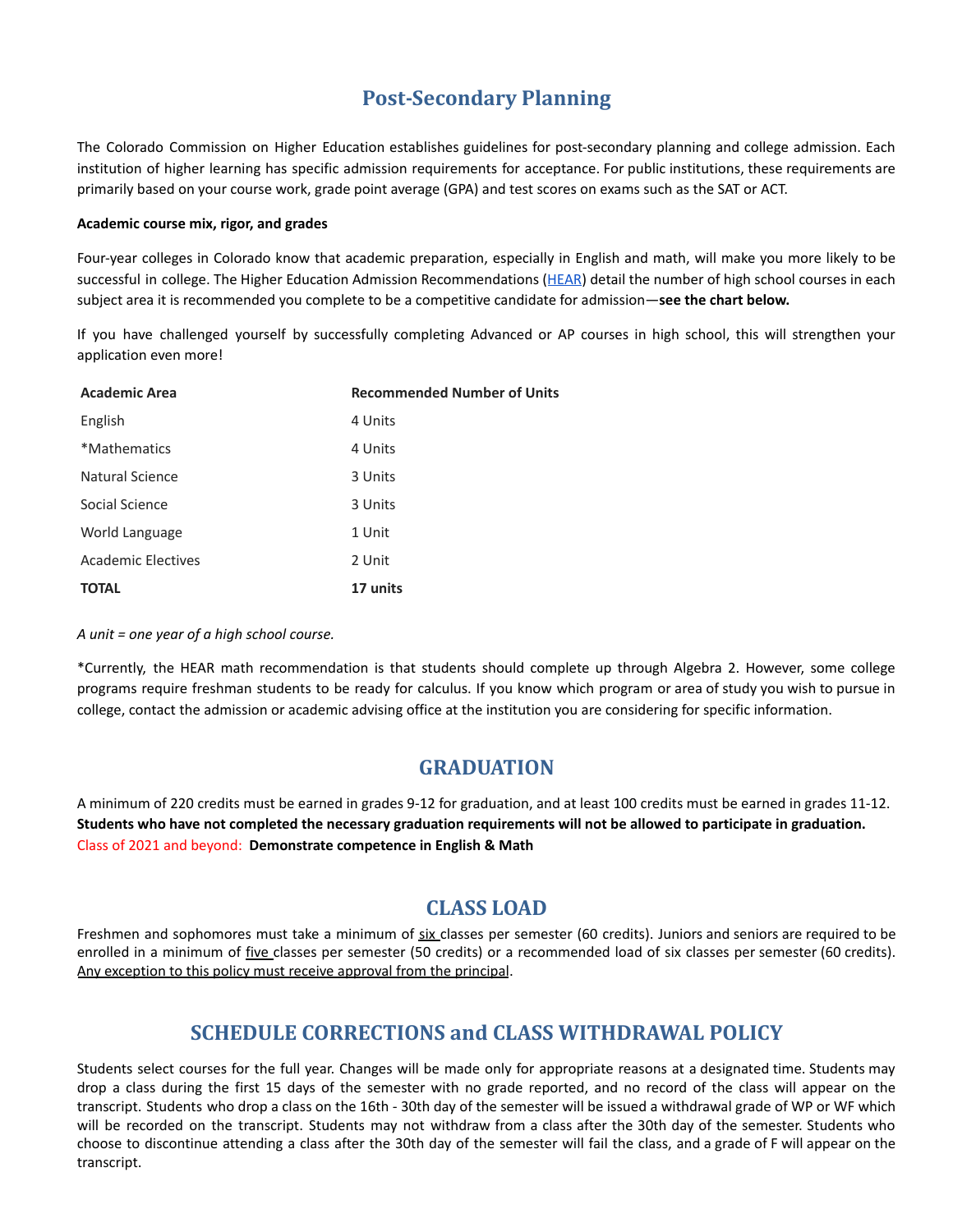# Post-Secondary Planning

The Colorado Commission on Higher Education establishes guidelines for post-secondary planning and college admission. Each institution of higher learning has specific admission requirements for acceptance. For public institutions, these requirements are primarily based on your course work, grade point average (GPA) and test scores on exams such as the SAT or ACT.

**Academic course mix, rigor, and grades**

Four-year colleges in Colorado know that academic preparation, especially in English and math, will make you more likely to be successful in college. The Higher Education Admission Recommendations (HEAR) detail the number of high school courses in each subject area it is recommended you complete to be a competitive candidate for admission—**see the chart below.**

If you have challenged yourself by successfully completing Advanced or AP courses in high school, this will strengthen your application even more!

| Academic Area | Recommended Number of Units |
|---|---|
| English | 4 Units |
| *Mathematics | 4 Units |
| Natural Science | 3 Units |
| Social Science | 3 Units |
| World Language | 1 Unit |
| Academic Electives | 2 Unit |
| **TOTAL** | **17 units** |

*A unit = one year of a high school course.*

*Currently, the HEAR math recommendation is that students should complete up through Algebra 2. However, some college programs require freshman students to be ready for calculus. If you know which program or area of study you wish to pursue in college, contact the admission or academic advising office at the institution you are considering for specific information.

## GRADUATION

A minimum of 220 credits must be earned in grades 9-12 for graduation, and at least 100 credits must be earned in grades 11-12. **Students who have not completed the necessary graduation requirements will not be allowed to participate in graduation.**
Class of 2021 and beyond: **Demonstrate competence in English & Math**

## CLASS LOAD

Freshmen and sophomores must take a minimum of six classes per semester (60 credits). Juniors and seniors are required to be enrolled in a minimum of five classes per semester (50 credits) or a recommended load of six classes per semester (60 credits). Any exception to this policy must receive approval from the principal.

## SCHEDULE CORRECTIONS and CLASS WITHDRAWAL POLICY

Students select courses for the full year. Changes will be made only for appropriate reasons at a designated time. Students may drop a class during the first 15 days of the semester with no grade reported, and no record of the class will appear on the transcript. Students who drop a class on the 16th - 30th day of the semester will be issued a withdrawal grade of WP or WF which will be recorded on the transcript. Students may not withdraw from a class after the 30th day of the semester. Students who choose to discontinue attending a class after the 30th day of the semester will fail the class, and a grade of F will appear on the transcript.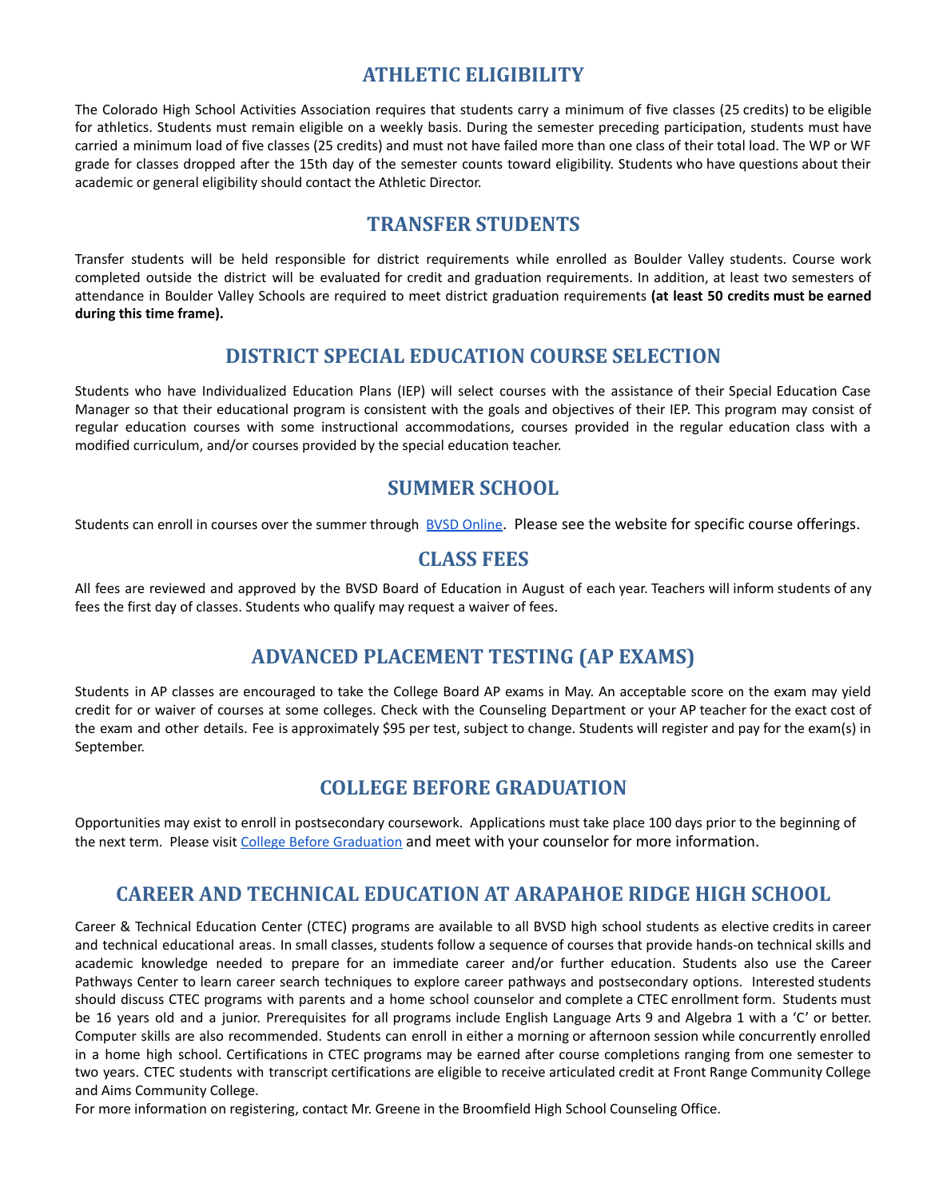## ATHLETIC ELIGIBILITY

The Colorado High School Activities Association requires that students carry a minimum of five classes (25 credits) to be eligible for athletics. Students must remain eligible on a weekly basis. During the semester preceding participation, students must have carried a minimum load of five classes (25 credits) and must not have failed more than one class of their total load. The WP or WF grade for classes dropped after the 15th day of the semester counts toward eligibility. Students who have questions about their academic or general eligibility should contact the Athletic Director.

## TRANSFER STUDENTS

Transfer students will be held responsible for district requirements while enrolled as Boulder Valley students. Course work completed outside the district will be evaluated for credit and graduation requirements. In addition, at least two semesters of attendance in Boulder Valley Schools are required to meet district graduation requirements **(at least 50 credits must be earned during this time frame).**

## DISTRICT SPECIAL EDUCATION COURSE SELECTION

Students who have Individualized Education Plans (IEP) will select courses with the assistance of their Special Education Case Manager so that their educational program is consistent with the goals and objectives of their IEP. This program may consist of regular education courses with some instructional accommodations, courses provided in the regular education class with a modified curriculum, and/or courses provided by the special education teacher.

## SUMMER SCHOOL

Students can enroll in courses over the summer through BVSD Online. Please see the website for specific course offerings.

## CLASS FEES

All fees are reviewed and approved by the BVSD Board of Education in August of each year. Teachers will inform students of any fees the first day of classes. Students who qualify may request a waiver of fees.

## ADVANCED PLACEMENT TESTING (AP EXAMS)

Students in AP classes are encouraged to take the College Board AP exams in May. An acceptable score on the exam may yield credit for or waiver of courses at some colleges. Check with the Counseling Department or your AP teacher for the exact cost of the exam and other details. Fee is approximately $95 per test, subject to change. Students will register and pay for the exam(s) in September.

## COLLEGE BEFORE GRADUATION

Opportunities may exist to enroll in postsecondary coursework. Applications must take place 100 days prior to the beginning of the next term. Please visit College Before Graduation and meet with your counselor for more information.

## CAREER AND TECHNICAL EDUCATION AT ARAPAHOE RIDGE HIGH SCHOOL

Career & Technical Education Center (CTEC) programs are available to all BVSD high school students as elective credits in career and technical educational areas. In small classes, students follow a sequence of courses that provide hands-on technical skills and academic knowledge needed to prepare for an immediate career and/or further education. Students also use the Career Pathways Center to learn career search techniques to explore career pathways and postsecondary options. Interested students should discuss CTEC programs with parents and a home school counselor and complete a CTEC enrollment form. Students must be 16 years old and a junior. Prerequisites for all programs include English Language Arts 9 and Algebra 1 with a 'C' or better. Computer skills are also recommended. Students can enroll in either a morning or afternoon session while concurrently enrolled in a home high school. Certifications in CTEC programs may be earned after course completions ranging from one semester to two years. CTEC students with transcript certifications are eligible to receive articulated credit at Front Range Community College and Aims Community College.

For more information on registering, contact Mr. Greene in the Broomfield High School Counseling Office.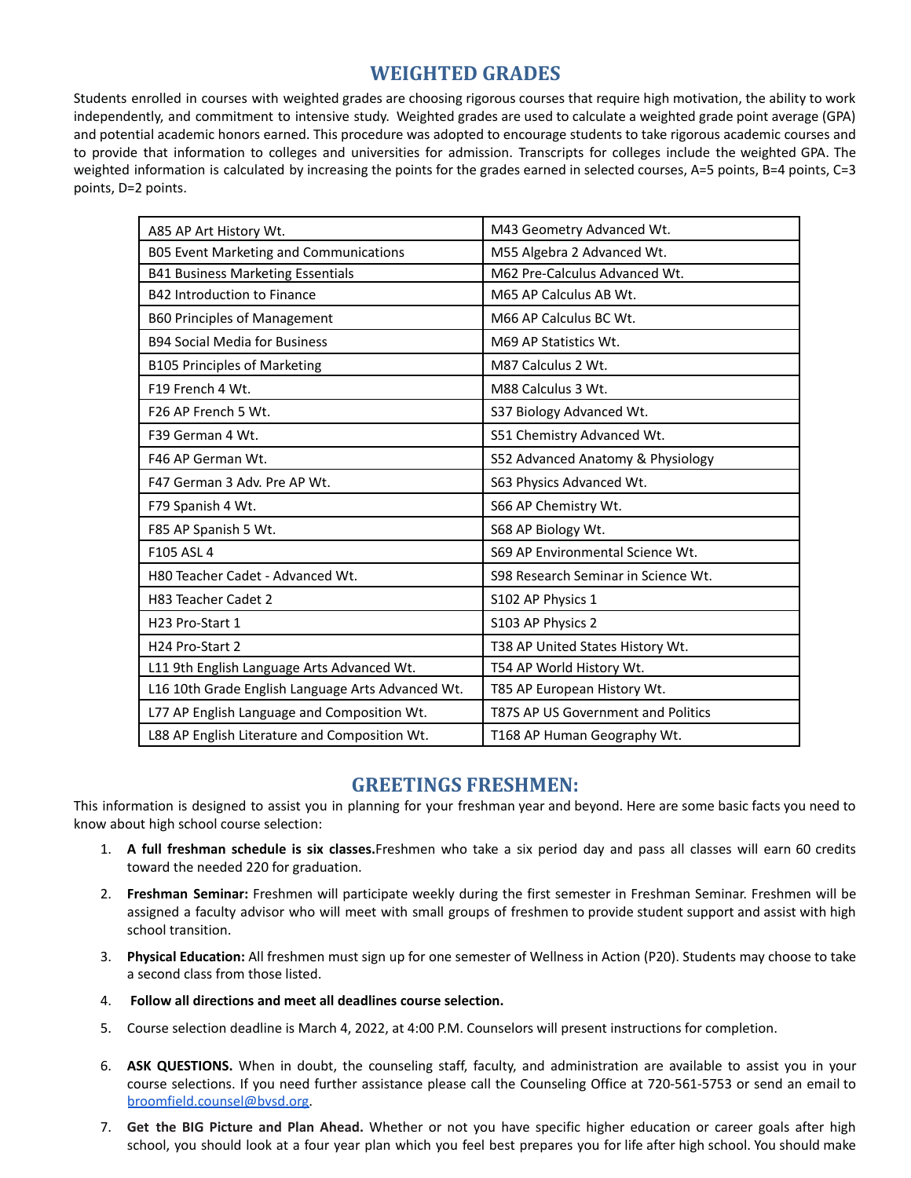# WEIGHTED GRADES

Students enrolled in courses with weighted grades are choosing rigorous courses that require high motivation, the ability to work independently, and commitment to intensive study. Weighted grades are used to calculate a weighted grade point average (GPA) and potential academic honors earned. This procedure was adopted to encourage students to take rigorous academic courses and to provide that information to colleges and universities for admission. Transcripts for colleges include the weighted GPA. The weighted information is calculated by increasing the points for the grades earned in selected courses, A=5 points, B=4 points, C=3 points, D=2 points.

| | |
|---|---|
| A85 AP Art History Wt. | M43 Geometry Advanced Wt. |
| B05 Event Marketing and Communications | M55 Algebra 2 Advanced Wt. |
| B41 Business Marketing Essentials | M62 Pre-Calculus Advanced Wt. |
| B42 Introduction to Finance | M65 AP Calculus AB Wt. |
| B60 Principles of Management | M66 AP Calculus BC Wt. |
| B94 Social Media for Business | M69 AP Statistics Wt. |
| B105 Principles of Marketing | M87 Calculus 2 Wt. |
| F19 French 4 Wt. | M88 Calculus 3 Wt. |
| F26 AP French 5 Wt. | S37 Biology Advanced Wt. |
| F39 German 4 Wt. | S51 Chemistry Advanced Wt. |
| F46 AP German Wt. | S52 Advanced Anatomy & Physiology |
| F47 German 3 Adv. Pre AP Wt. | S63 Physics Advanced Wt. |
| F79 Spanish 4 Wt. | S66 AP Chemistry Wt. |
| F85 AP Spanish 5 Wt. | S68 AP Biology Wt. |
| F105 ASL 4 | S69 AP Environmental Science Wt. |
| H80 Teacher Cadet - Advanced Wt. | S98 Research Seminar in Science Wt. |
| H83 Teacher Cadet 2 | S102 AP Physics 1 |
| H23 Pro-Start 1 | S103 AP Physics 2 |
| H24 Pro-Start 2 | T38 AP United States History Wt. |
| L11 9th English Language Arts Advanced Wt. | T54 AP World History Wt. |
| L16 10th Grade English Language Arts Advanced Wt. | T85 AP European History Wt. |
| L77 AP English Language and Composition Wt. | T87S AP US Government and Politics |
| L88 AP English Literature and Composition Wt. | T168 AP Human Geography Wt. |

# GREETINGS FRESHMEN:

This information is designed to assist you in planning for your freshman year and beyond. Here are some basic facts you need to know about high school course selection:

1. **A full freshman schedule is six classes.** Freshmen who take a six period day and pass all classes will earn 60 credits toward the needed 220 for graduation.
2. **Freshman Seminar:** Freshmen will participate weekly during the first semester in Freshman Seminar. Freshmen will be assigned a faculty advisor who will meet with small groups of freshmen to provide student support and assist with high school transition.
3. **Physical Education:** All freshmen must sign up for one semester of Wellness in Action (P20). Students may choose to take a second class from those listed.
4. **Follow all directions and meet all deadlines course selection.**
5. Course selection deadline is March 4, 2022, at 4:00 P.M. Counselors will present instructions for completion.
6. **ASK QUESTIONS.** When in doubt, the counseling staff, faculty, and administration are available to assist you in your course selections. If you need further assistance please call the Counseling Office at 720-561-5753 or send an email to broomfield.counsel@bvsd.org.
7. **Get the BIG Picture and Plan Ahead.** Whether or not you have specific higher education or career goals after high school, you should look at a four year plan which you feel best prepares you for life after high school. You should make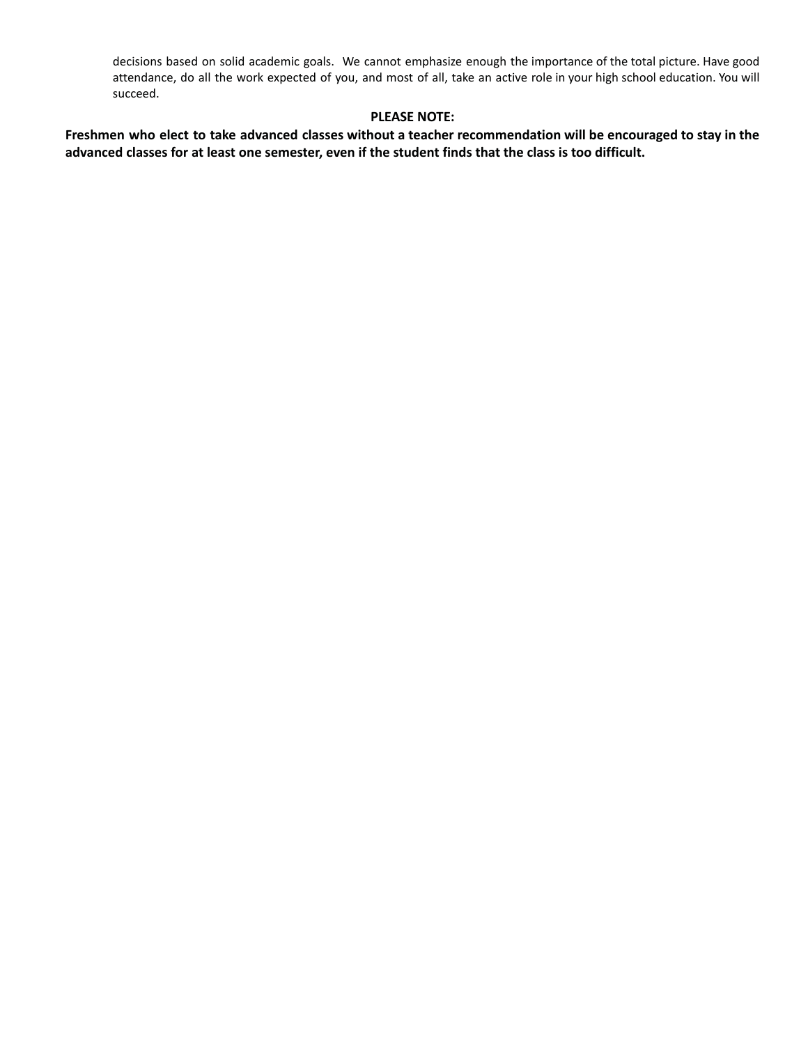decisions based on solid academic goals.  We cannot emphasize enough the importance of the total picture. Have good attendance, do all the work expected of you, and most of all, take an active role in your high school education. You will succeed.

**PLEASE NOTE:**

**Freshmen who elect to take advanced classes without a teacher recommendation will be encouraged to stay in the advanced classes for at least one semester, even if the student finds that the class is too difficult.**